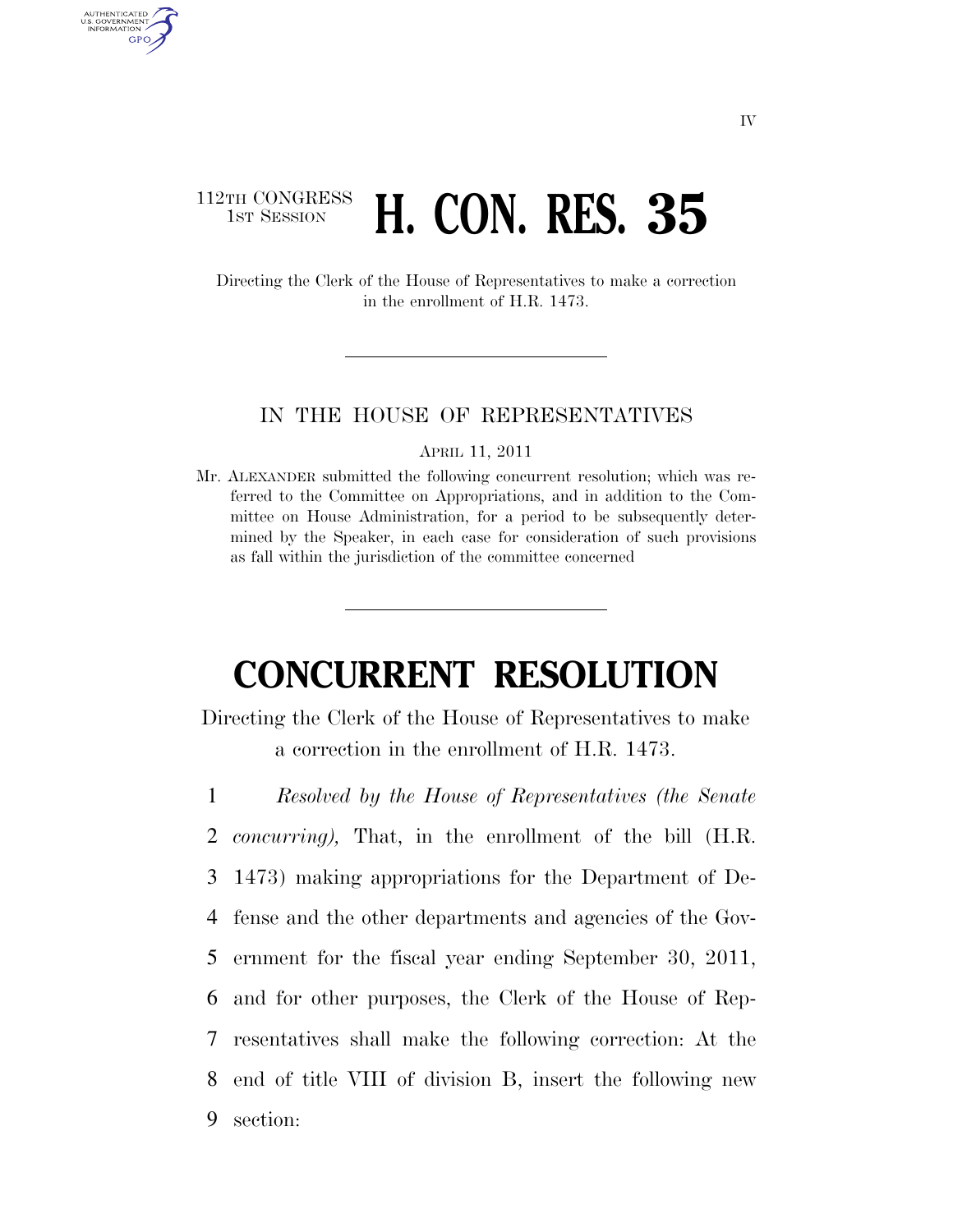112TH CONGRESS
1ST SESSION

# H. CON. RES. 35

Directing the Clerk of the House of Representatives to make a correction in the enrollment of H.R. 1473.

IN THE HOUSE OF REPRESENTATIVES

APRIL 11, 2011

Mr. ALEXANDER submitted the following concurrent resolution; which was referred to the Committee on Appropriations, and in addition to the Committee on House Administration, for a period to be subsequently determined by the Speaker, in each case for consideration of such provisions as fall within the jurisdiction of the committee concerned

# CONCURRENT RESOLUTION

Directing the Clerk of the House of Representatives to make a correction in the enrollment of H.R. 1473.

*Resolved by the House of Representatives (the Senate concurring),* That, in the enrollment of the bill (H.R. 1473) making appropriations for the Department of Defense and the other departments and agencies of the Government for the fiscal year ending September 30, 2011, and for other purposes, the Clerk of the House of Representatives shall make the following correction: At the end of title VIII of division B, insert the following new section: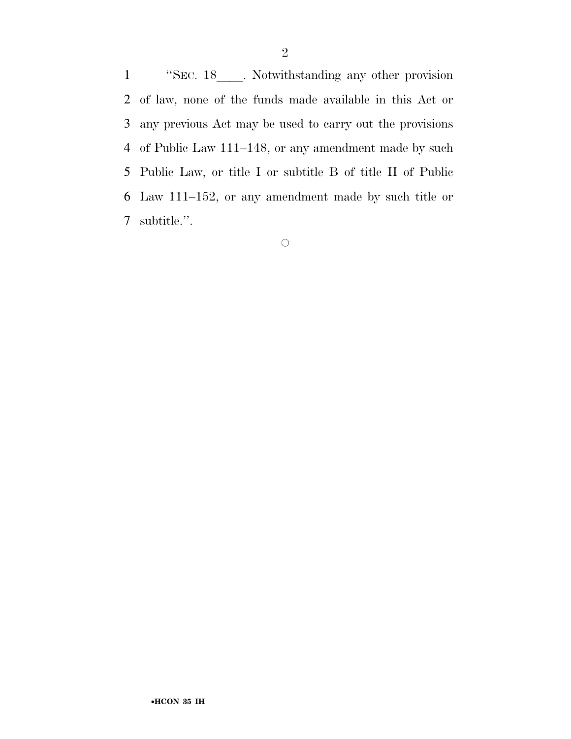"SEC. 18____. Notwithstanding any other provision of law, none of the funds made available in this Act or any previous Act may be used to carry out the provisions of Public Law 111–148, or any amendment made by such Public Law, or title I or subtitle B of title II of Public Law 111–152, or any amendment made by such title or subtitle.".